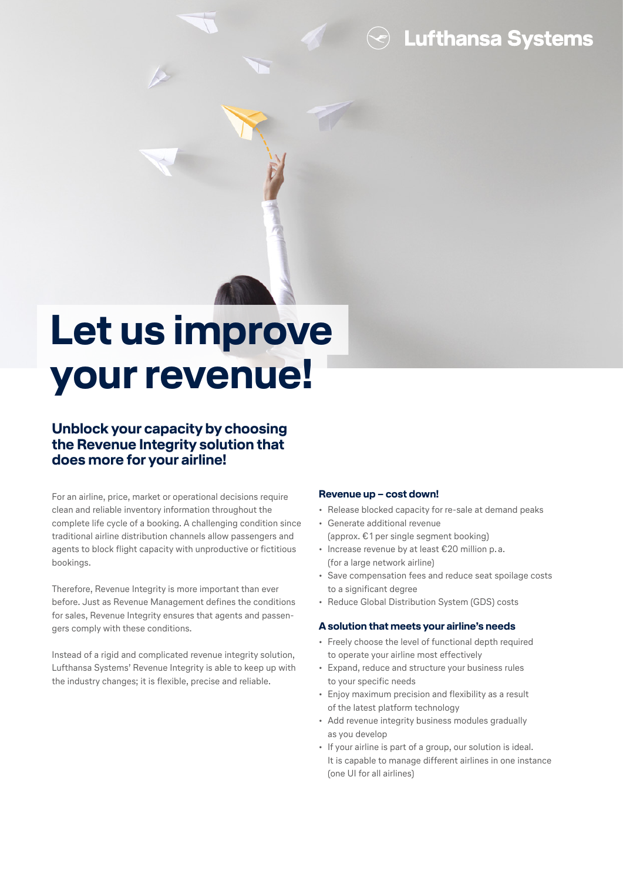Lufthansa Systems

# Let us improve your revenue!

## Unblock your capacity by choosing the Revenue Integrity solution that does more for your airline!

For an airline, price, market or operational decisions require clean and reliable inventory information throughout the complete life cycle of a booking. A challenging condition since traditional airline distribution channels allow passengers and agents to block flight capacity with unproductive or fictitious bookings.

Therefore, Revenue Integrity is more important than ever before. Just as Revenue Management defines the conditions for sales, Revenue Integrity ensures that agents and passengers comply with these conditions.

Instead of a rigid and complicated revenue integrity solution, Lufthansa Systems' Revenue Integrity is able to keep up with the industry changes; it is flexible, precise and reliable.

### Revenue up – cost down!

- Release blocked capacity for re-sale at demand peaks
- Generate additional revenue (approx. €1 per single segment booking)
- Increase revenue by at least €20 million p.a. (for a large network airline)
- Save compensation fees and reduce seat spoilage costs to a significant degree
- Reduce Global Distribution System (GDS) costs

### A solution that meets your airline's needs

- Freely choose the level of functional depth required to operate your airline most effectively
- Expand, reduce and structure your business rules to your specific needs
- Enjoy maximum precision and flexibility as a result of the latest platform technology
- Add revenue integrity business modules gradually as you develop
- If your airline is part of a group, our solution is ideal. It is capable to manage different airlines in one instance (one UI for all airlines)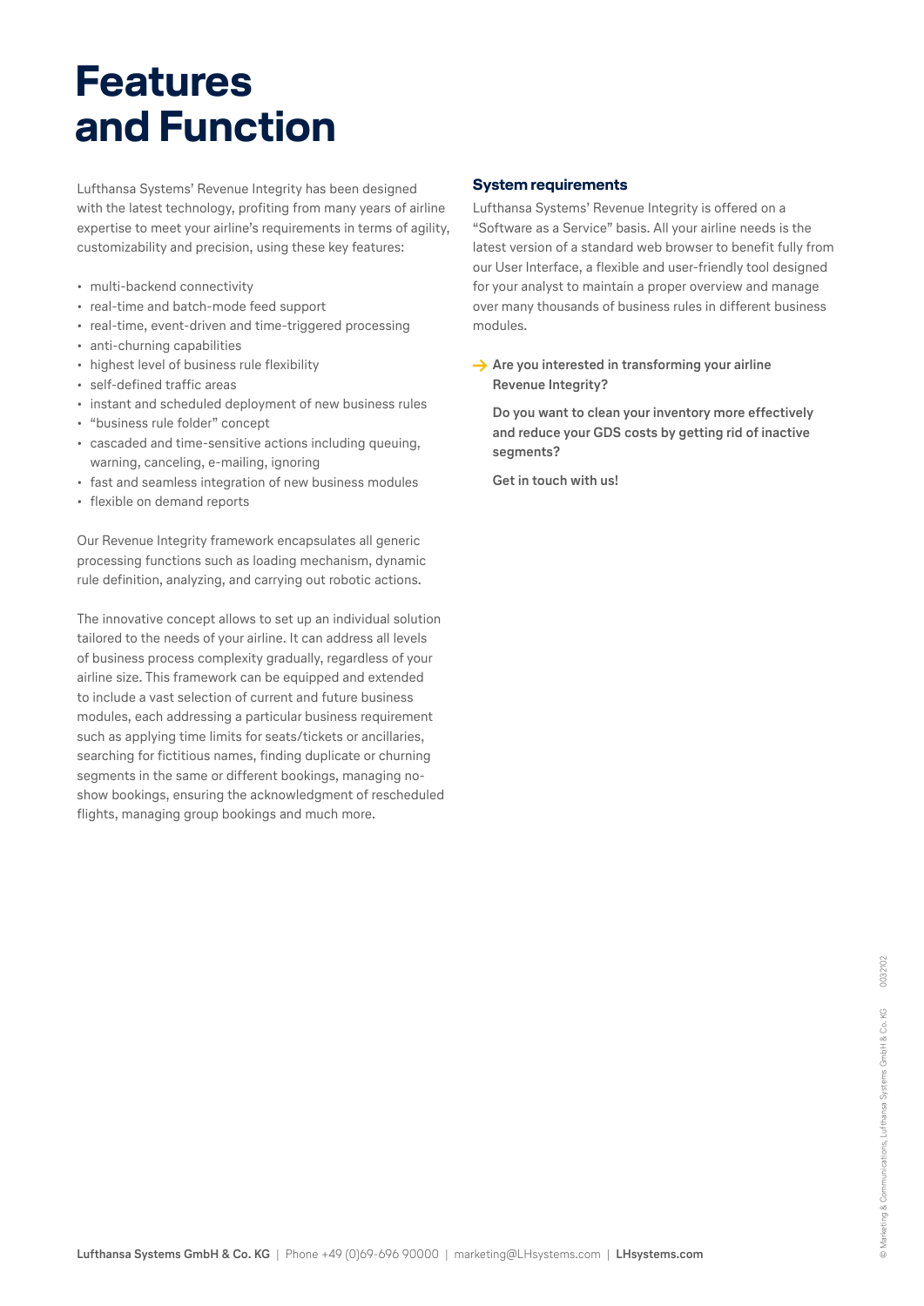# Features and Function

Lufthansa Systems' Revenue Integrity has been designed with the latest technology, profiting from many years of airline expertise to meet your airline's requirements in terms of agility, customizability and precision, using these key features:

- multi-backend connectivity
- real-time and batch-mode feed support
- real-time, event-driven and time-triggered processing
- anti-churning capabilities
- highest level of business rule flexibility
- self-defined traffic areas
- instant and scheduled deployment of new business rules
- "business rule folder" concept
- cascaded and time-sensitive actions including queuing, warning, canceling, e-mailing, ignoring
- fast and seamless integration of new business modules
- flexible on demand reports

Our Revenue Integrity framework encapsulates all generic processing functions such as loading mechanism, dynamic rule definition, analyzing, and carrying out robotic actions.

The innovative concept allows to set up an individual solution tailored to the needs of your airline. It can address all levels of business process complexity gradually, regardless of your airline size. This framework can be equipped and extended to include a vast selection of current and future business modules, each addressing a particular business requirement such as applying time limits for seats/tickets or ancillaries, searching for fictitious names, finding duplicate or churning segments in the same or different bookings, managing no-show bookings, ensuring the acknowledgment of rescheduled flights, managing group bookings and much more.

### System requirements

Lufthansa Systems' Revenue Integrity is offered on a "Software as a Service" basis. All your airline needs is the latest version of a standard web browser to benefit fully from our User Interface, a flexible and user-friendly tool designed for your analyst to maintain a proper overview and manage over many thousands of business rules in different business modules.

→ **Are you interested in transforming your airline Revenue Integrity?**

**Do you want to clean your inventory more effectively and reduce your GDS costs by getting rid of inactive segments?**

**Get in touch with us!**

**Lufthansa Systems GmbH & Co. KG** | Phone +49 (0)69-696 90000 | marketing@LHsystems.com | **LHsystems.com**

© Marketing & Communications, Lufthansa Systems GmbH & Co. KG 0032102